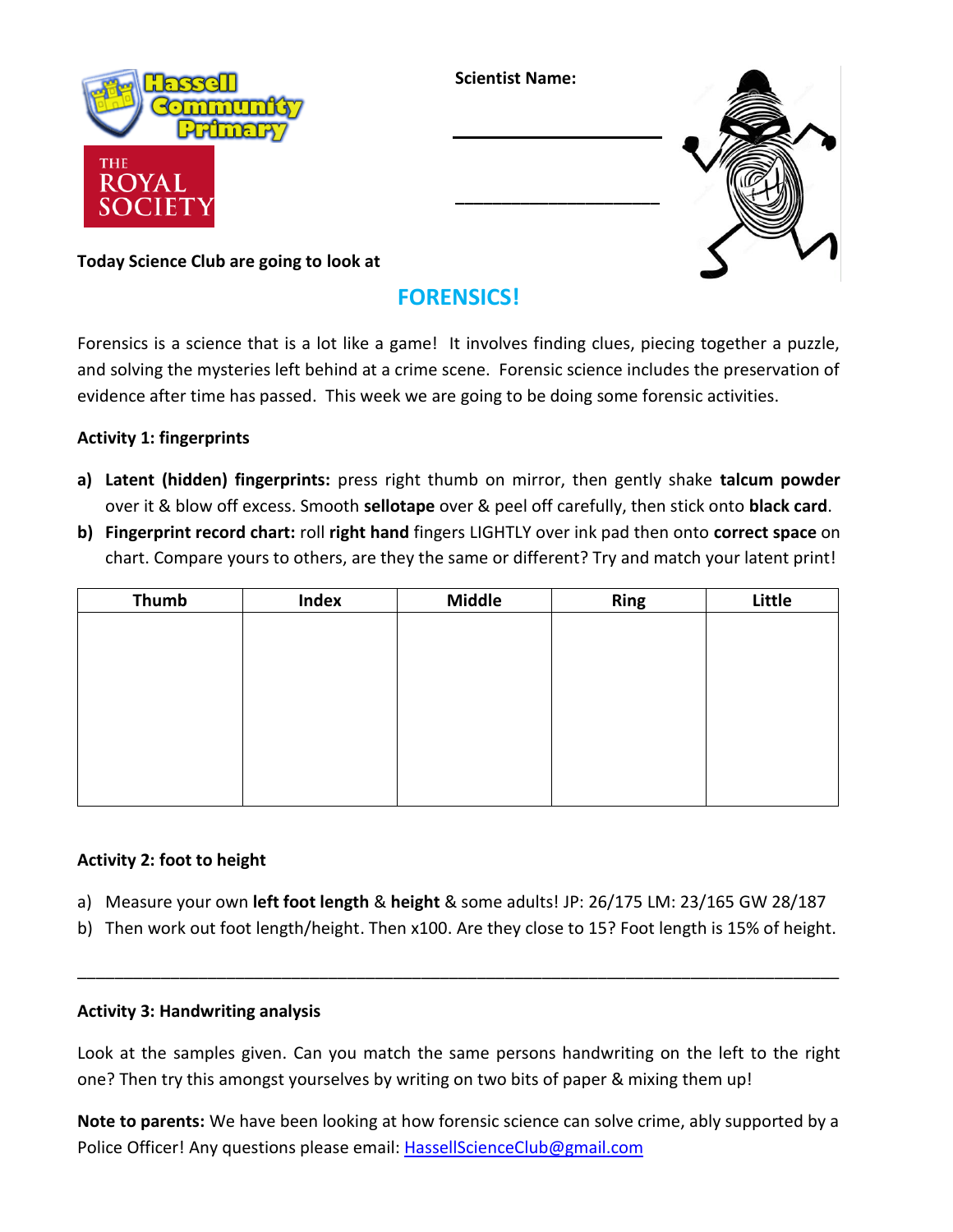Hassell Community Primary

THE ROYAL SOCIETY

**Scientist Name:**

\_\_\_\_\_\_\_\_\_\_\_\_\_\_\_\_\_\_\_\_\_\_

\_\_\_\_\_\_\_\_\_\_\_\_\_\_\_\_\_\_\_\_\_\_

**Today Science Club are going to look at**

## FORENSICS!

Forensics is a science that is a lot like a game! It involves finding clues, piecing together a puzzle, and solving the mysteries left behind at a crime scene. Forensic science includes the preservation of evidence after time has passed. This week we are going to be doing some forensic activities.

### Activity 1: fingerprints

**a) Latent (hidden) fingerprints:** press right thumb on mirror, then gently shake **talcum powder** over it & blow off excess. Smooth **sellotape** over & peel off carefully, then stick onto **black card**.

**b) Fingerprint record chart:** roll **right hand** fingers LIGHTLY over ink pad then onto **correct space** on chart. Compare yours to others, are they the same or different? Try and match your latent print!

| Thumb | Index | Middle | Ring | Little |
|---|---|---|---|---|
| | | | | |

### Activity 2: foot to height

a) Measure your own **left foot length** & **height** & some adults! JP: 26/175 LM: 23/165 GW 28/187

b) Then work out foot length/height. Then x100. Are they close to 15? Foot length is 15% of height.

\_\_\_\_\_\_\_\_\_\_\_\_\_\_\_\_\_\_\_\_\_\_\_\_\_\_\_\_\_\_\_\_\_\_\_\_\_\_\_\_\_\_\_\_\_\_\_\_\_\_\_\_\_\_\_\_\_\_\_\_\_\_\_\_\_\_\_\_\_\_\_\_\_\_

### Activity 3: Handwriting analysis

Look at the samples given. Can you match the same persons handwriting on the left to the right one? Then try this amongst yourselves by writing on two bits of paper & mixing them up!

**Note to parents:** We have been looking at how forensic science can solve crime, ably supported by a Police Officer! Any questions please email: HassellScienceClub@gmail.com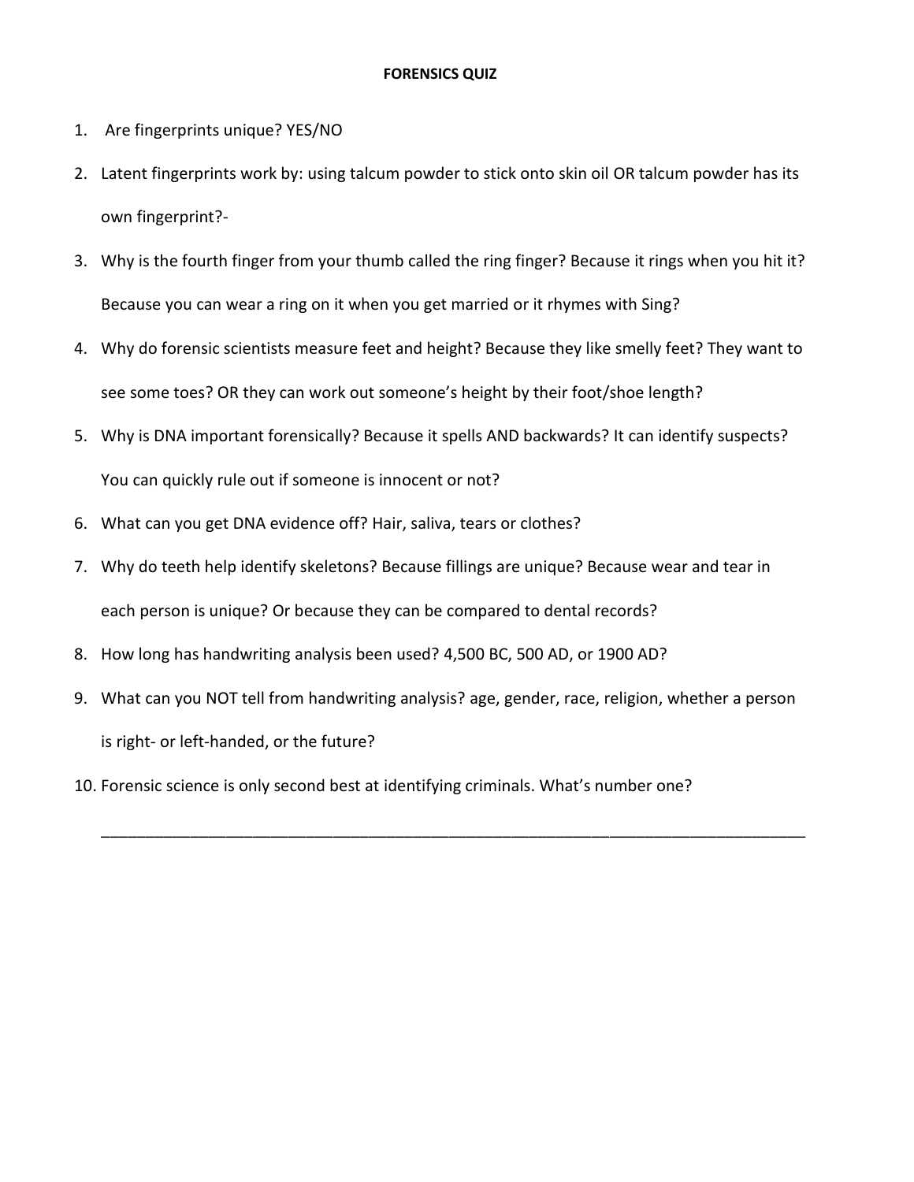**FORENSICS QUIZ**

1. Are fingerprints unique? YES/NO
2. Latent fingerprints work by: using talcum powder to stick onto skin oil OR talcum powder has its own fingerprint?-
3. Why is the fourth finger from your thumb called the ring finger? Because it rings when you hit it? Because you can wear a ring on it when you get married or it rhymes with Sing?
4. Why do forensic scientists measure feet and height? Because they like smelly feet? They want to see some toes? OR they can work out someone's height by their foot/shoe length?
5. Why is DNA important forensically? Because it spells AND backwards? It can identify suspects? You can quickly rule out if someone is innocent or not?
6. What can you get DNA evidence off? Hair, saliva, tears or clothes?
7. Why do teeth help identify skeletons? Because fillings are unique? Because wear and tear in each person is unique? Or because they can be compared to dental records?
8. How long has handwriting analysis been used? 4,500 BC, 500 AD, or 1900 AD?
9. What can you NOT tell from handwriting analysis? age, gender, race, religion, whether a person is right- or left-handed, or the future?
10. Forensic science is only second best at identifying criminals. What's number one?

    ________________________________________________________________________________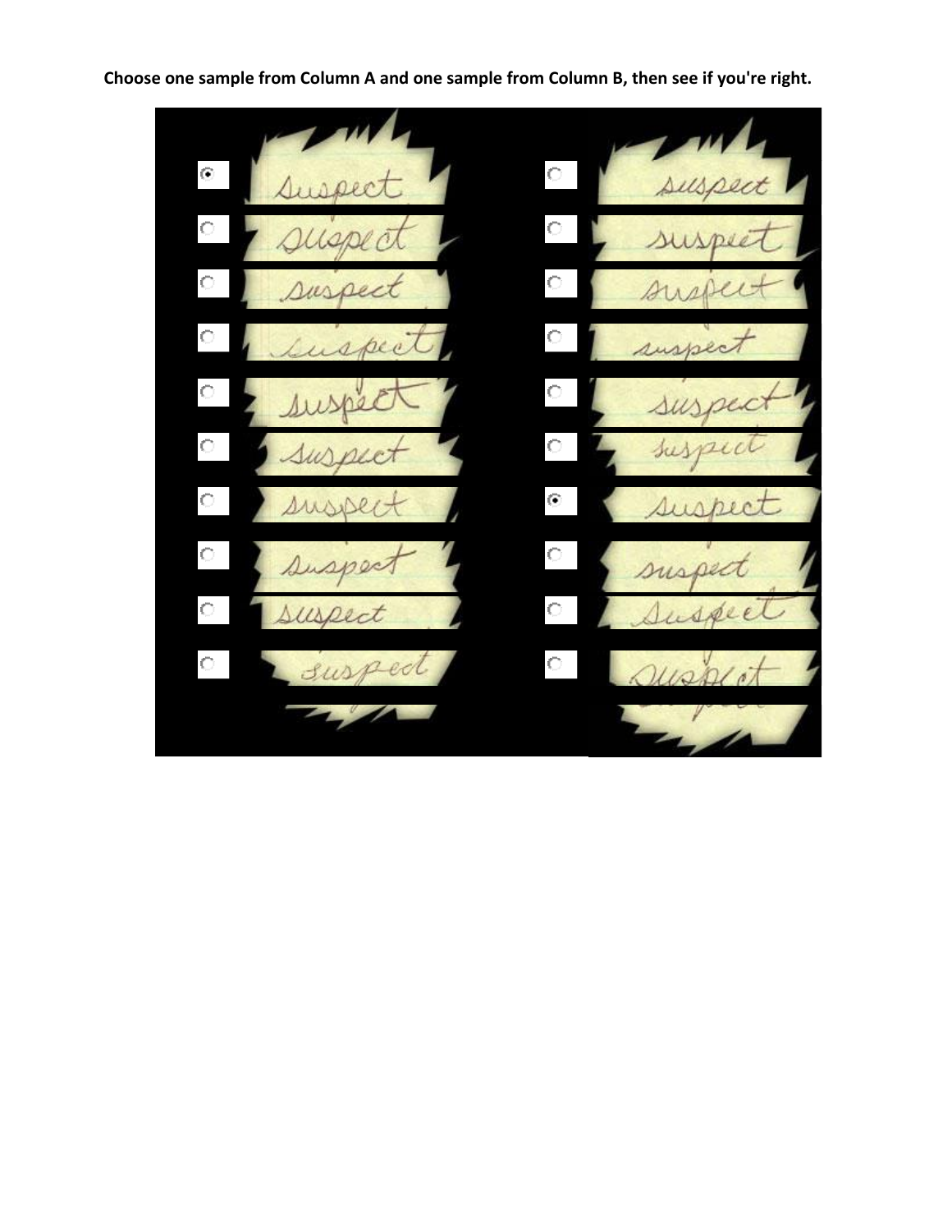**Choose one sample from Column A and one sample from Column B, then see if you're right.**